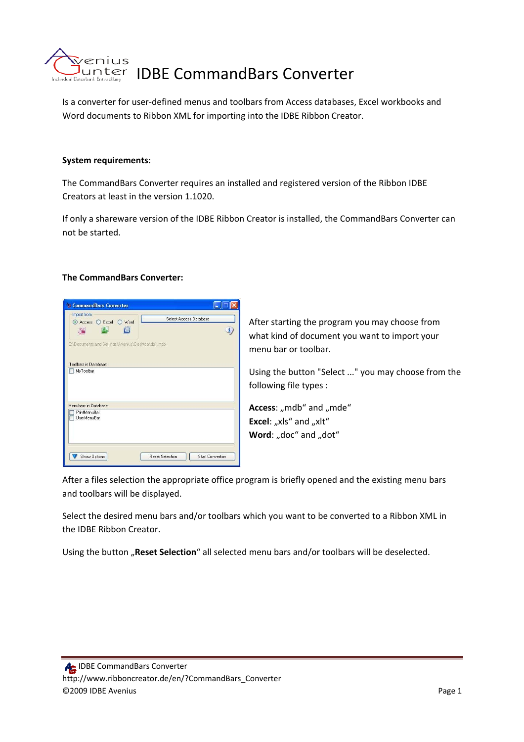# IDBE CommandBars Converter

Is a converter for user-defined menus and toolbars from Access databases, Excel workbooks and Word documents to Ribbon XML for importing into the IDBE Ribbon Creator.

**System requirements:**

The CommandBars Converter requires an installed and registered version of the Ribbon IDBE Creators at least in the version 1.1020.

If only a shareware version of the IDBE Ribbon Creator is installed, the CommandBars Converter can not be started.

**The CommandBars Converter:**

After starting the program you may choose from what kind of document you want to import your menu bar or toolbar.

Using the button "Select ..." you may choose from the following file types :

**Access**: „mdb“ and „mde“
**Excel**: „xls“ and „xlt“
**Word**: „doc“ and „dot“

After a files selection the appropriate office program is briefly opened and the existing menu bars and toolbars will be displayed.

Select the desired menu bars and/or toolbars which you want to be converted to a Ribbon XML in the IDBE Ribbon Creator.

Using the button „**Reset Selection**“ all selected menu bars and/or toolbars will be deselected.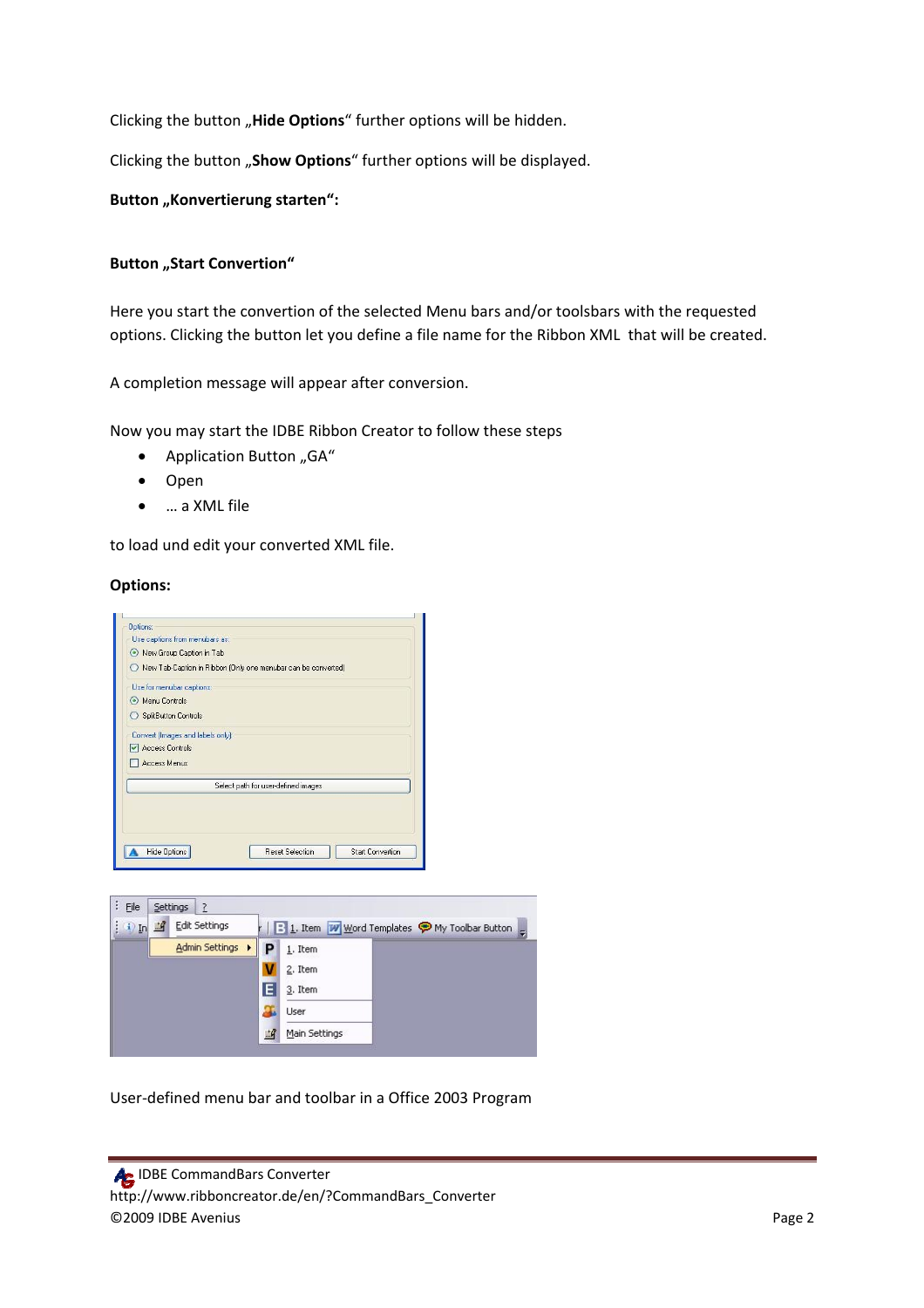Clicking the button „**Hide Options**" further options will be hidden.

Clicking the button „**Show Options**" further options will be displayed.

**Button „Konvertierung starten":**

**Button „Start Convertion"**

Here you start the convertion of the selected Menu bars and/or toolsbars with the requested options. Clicking the button let you define a file name for the Ribbon XML that will be created.

A completion message will appear after conversion.

Now you may start the IDBE Ribbon Creator to follow these steps

- Application Button „GA"
- Open
- … a XML file

to load und edit your converted XML file.

**Options:**

User-defined menu bar and toolbar in a Office 2003 Program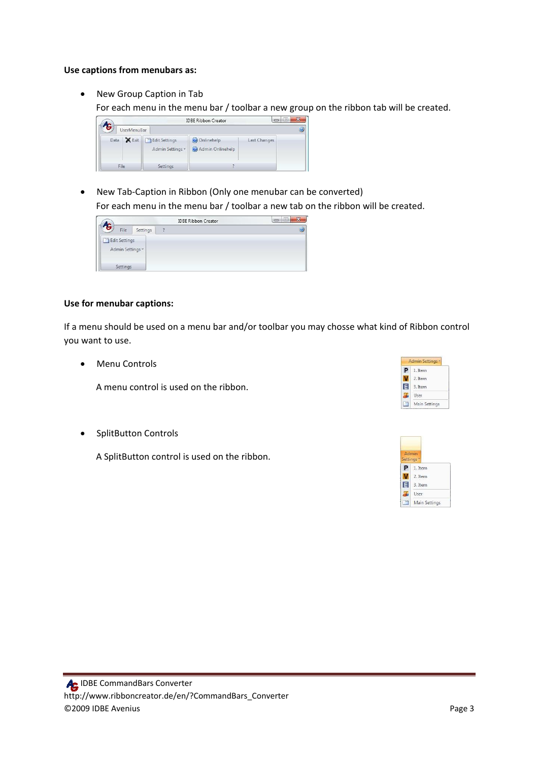**Use captions from menubars as:**

- New Group Caption in Tab
  For each menu in the menu bar / toolbar a new group on the ribbon tab will be created.

- New Tab-Caption in Ribbon (Only one menubar can be converted)
  For each menu in the menu bar / toolbar a new tab on the ribbon will be created.

**Use for menubar captions:**

If a menu should be used on a menu bar and/or toolbar you may chosse what kind of Ribbon control you want to use.

- Menu Controls

  A menu control is used on the ribbon.

- SplitButton Controls

  A SplitButton control is used on the ribbon.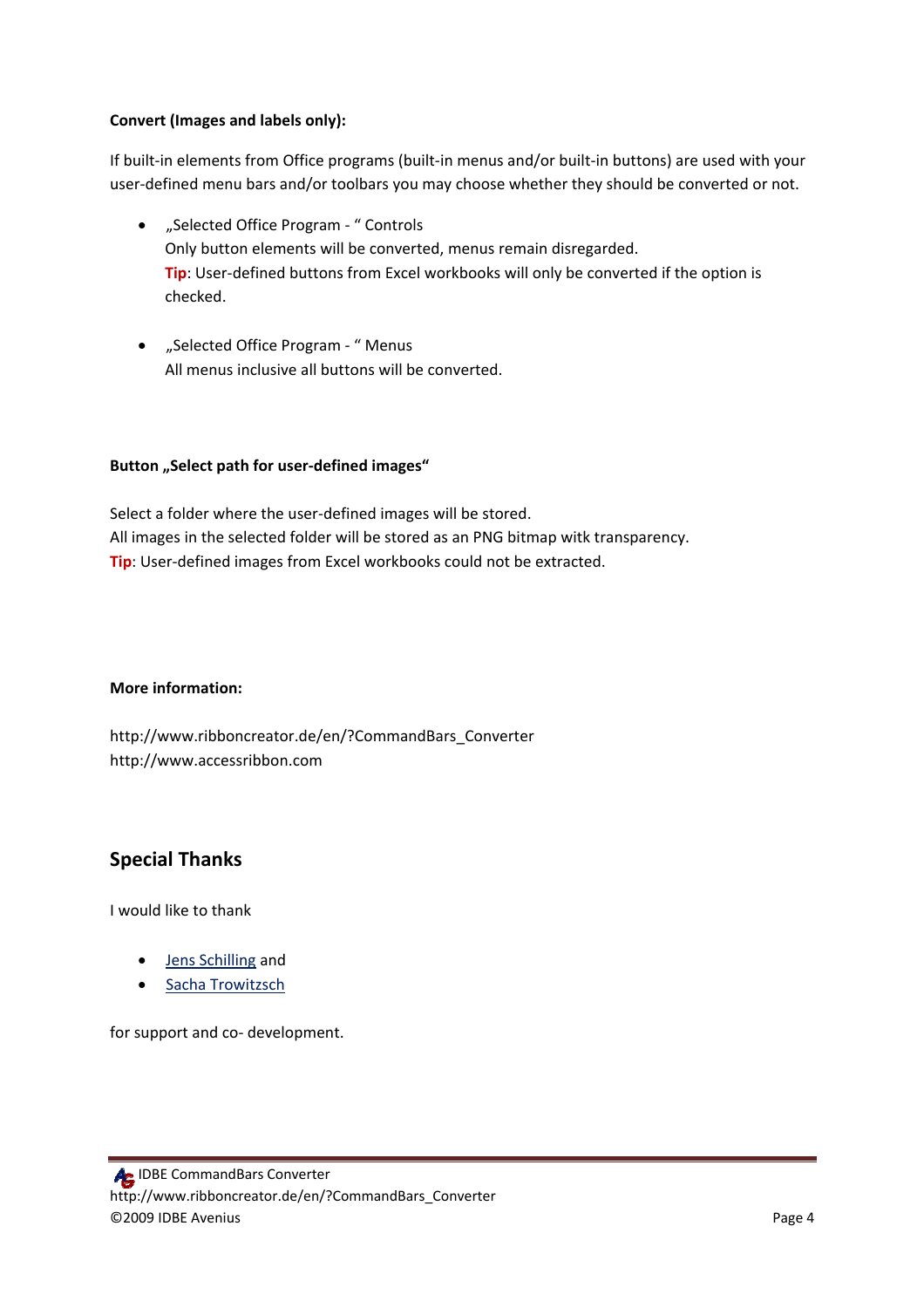**Convert (Images and labels only):**

If built-in elements from Office programs (built-in menus and/or built-in buttons) are used with your user-defined menu bars and/or toolbars you may choose whether they should be converted or not.

- „Selected Office Program - " Controls
  Only button elements will be converted, menus remain disregarded.
  **Tip**: User-defined buttons from Excel workbooks will only be converted if the option is checked.

- „Selected Office Program - " Menus
  All menus inclusive all buttons will be converted.

**Button „Select path for user-defined images"**

Select a folder where the user-defined images will be stored.
All images in the selected folder will be stored as an PNG bitmap witk transparency.
**Tip**: User-defined images from Excel workbooks could not be extracted.

**More information:**

http://www.ribboncreator.de/en/?CommandBars_Converter
http://www.accessribbon.com

## Special Thanks

I would like to thank

- Jens Schilling and
- Sacha Trowitzsch

for support and co- development.